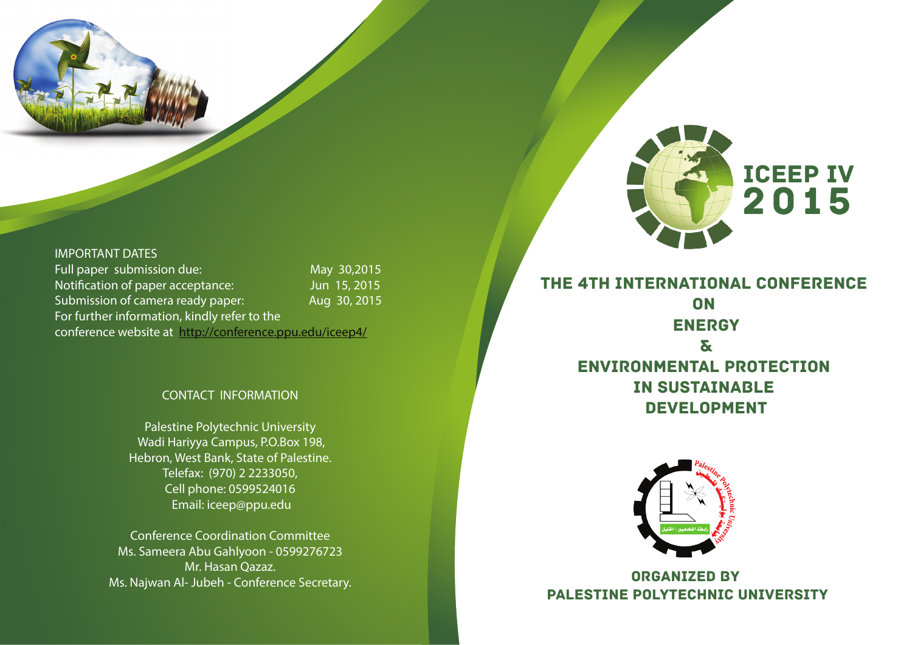IMPORTANT DATES

| | |
|---|---|
| Full paper submission due: | May 30,2015 |
| Notification of paper acceptance: | Jun 15, 2015 |
| Submission of camera ready paper: | Aug 30, 2015 |

For further information, kindly refer to the conference website at http://conference.ppu.edu/iceep4/

CONTACT INFORMATION

Palestine Polytechnic University
Wadi Hariyya Campus, P.O.Box 198,
Hebron, West Bank, State of Palestine.
Telefax: (970) 2 2233050,
Cell phone: 0599524016
Email: iceep@ppu.edu

Conference Coordination Committee
Ms. Sameera Abu Gahlyoon - 0599276723
Mr. Hasan Qazaz.
Ms. Najwan Al- Jubeh - Conference Secretary.

# ICEEP IV 2015

## THE 4TH INTERNATIONAL CONFERENCE ON ENERGY & ENVIRONMENTAL PROTECTION IN SUSTAINABLE DEVELOPMENT

**ORGANIZED BY PALESTINE POLYTECHNIC UNIVERSITY**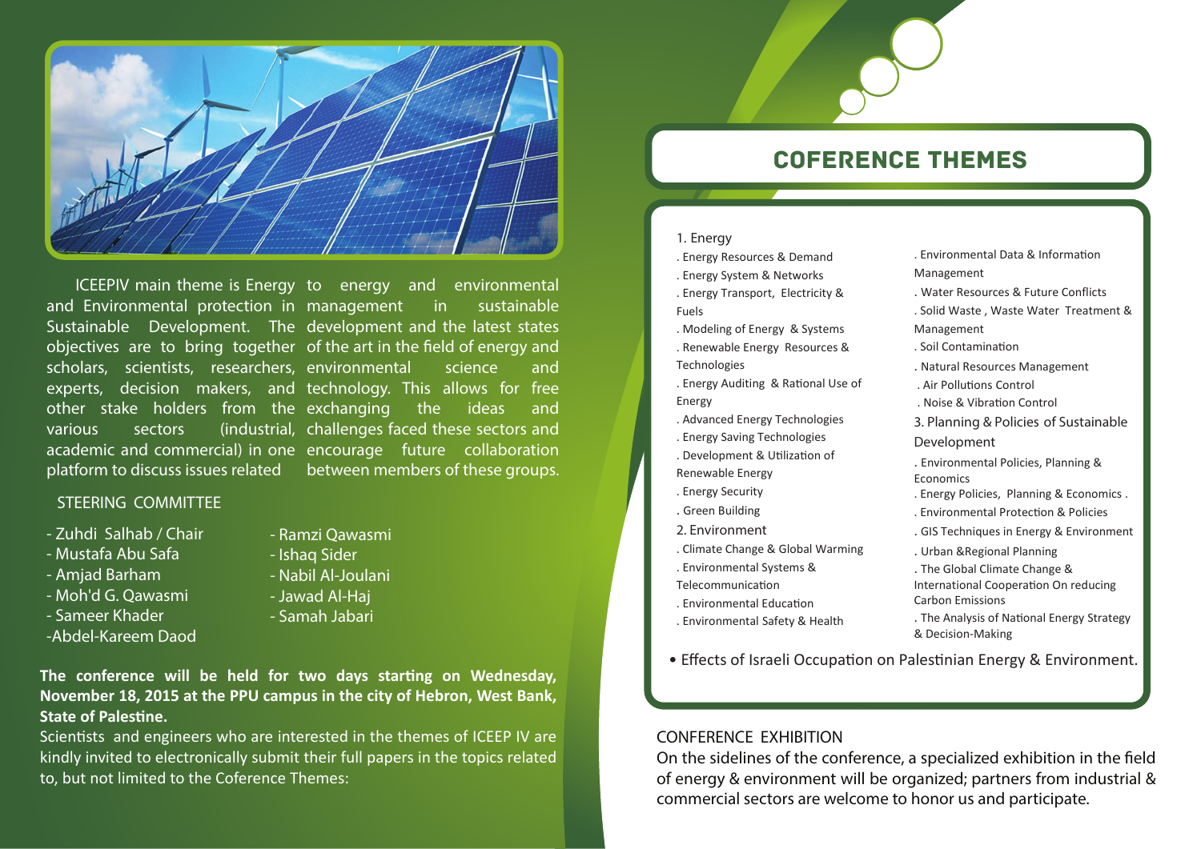ICEEPIV main theme is Energy and Environmental protection in Sustainable Development. The objectives are to bring together scholars, scientists, researchers, experts, decision makers, and other stake holders from the various sectors (industrial, academic and commercial) in one platform to discuss issues related to energy and environmental management in sustainable development and the latest states of the art in the field of energy and environmental science and technology. This allows for free exchanging the ideas and challenges faced these sectors and encourage future collaboration between members of these groups.

## STEERING COMMITTEE

- Zuhdi Salhab / Chair
- Mustafa Abu Safa
- Amjad Barham
- Moh'd G. Qawasmi
- Sameer Khader
- Abdel-Kareem Daod
- Ramzi Qawasmi
- Ishaq Sider
- Nabil Al-Joulani
- Jawad Al-Haj
- Samah Jabari

**The conference will be held for two days starting on Wednesday, November 18, 2015 at the PPU campus in the city of Hebron, West Bank, State of Palestine.**

Scientists and engineers who are interested in the themes of ICEEP IV are kindly invited to electronically submit their full papers in the topics related to, but not limited to the Coference Themes:

## COFERENCE THEMES

1. Energy

. Energy Resources & Demand
. Energy System & Networks
. Energy Transport, Electricity & Fuels
. Modeling of Energy & Systems
. Renewable Energy Resources & Technologies
. Energy Auditing & Rational Use of Energy
. Advanced Energy Technologies
. Energy Saving Technologies
. Development & Utilization of Renewable Energy
. Energy Security
. Green Building

2. Environment

. Climate Change & Global Warming
. Environmental Systems & Telecommunication
. Environmental Education
. Environmental Safety & Health
. Environmental Data & Information Management
. Water Resources & Future Conflicts
. Solid Waste , Waste Water Treatment & Management
. Soil Contamination
. Natural Resources Management
. Air Pollutions Control
. Noise & Vibration Control

3. Planning & Policies of Sustainable Development

. Environmental Policies, Planning & Economics
. Energy Policies, Planning & Economics .
. Environmental Protection & Policies
. GIS Techniques in Energy & Environment
. Urban &Regional Planning
. The Global Climate Change & International Cooperation On reducing Carbon Emissions
. The Analysis of National Energy Strategy & Decision-Making

• Effects of Israeli Occupation on Palestinian Energy & Environment.

## CONFERENCE EXHIBITION

On the sidelines of the conference, a specialized exhibition in the field of energy & environment will be organized; partners from industrial & commercial sectors are welcome to honor us and participate.